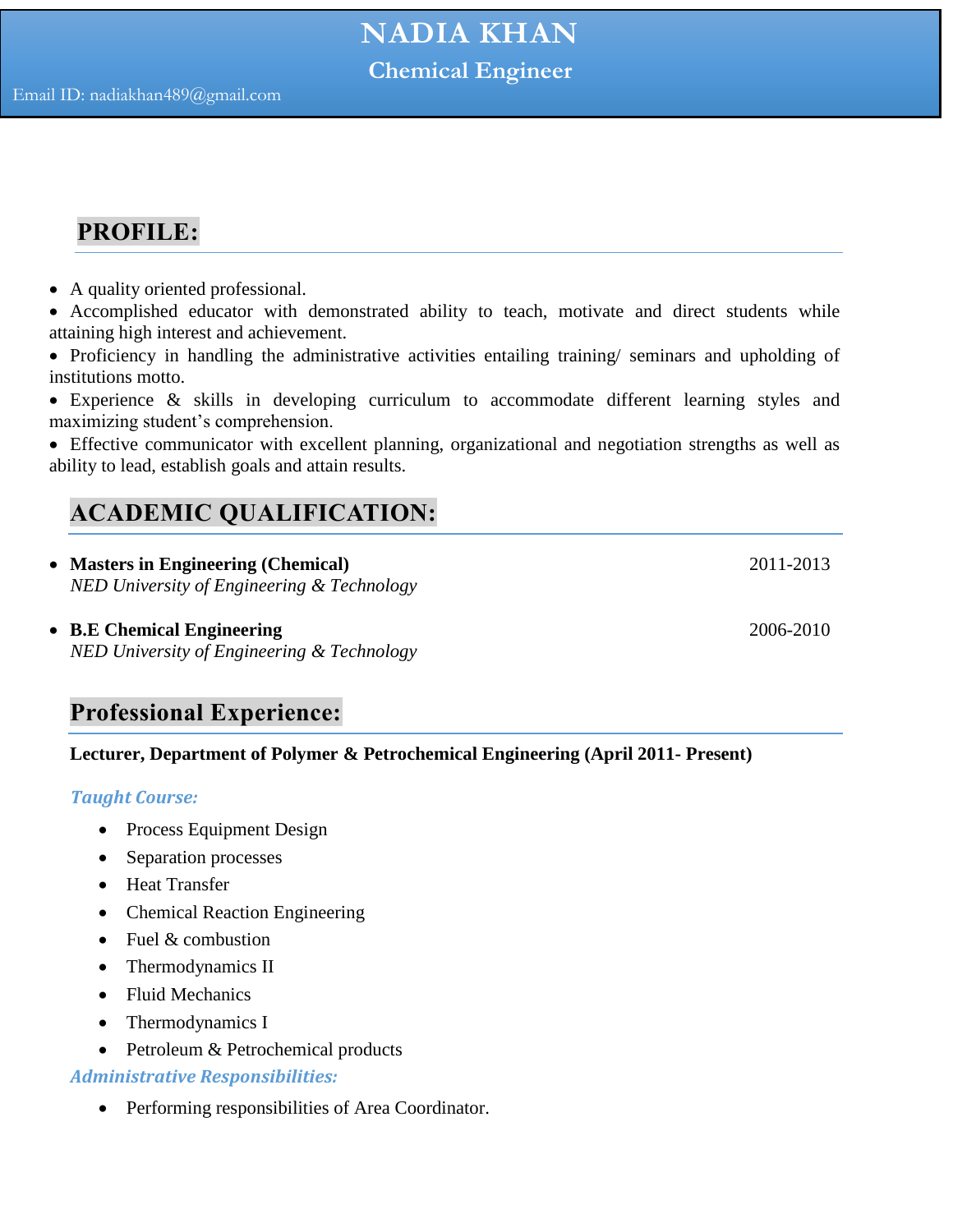# NADIA KHAN

## Chemical Engineer

Email ID: nadiakhan489@gmail.com

## PROFILE:

- A quality oriented professional.
- Accomplished educator with demonstrated ability to teach, motivate and direct students while attaining high interest and achievement.
- Proficiency in handling the administrative activities entailing training/ seminars and upholding of institutions motto.
- Experience & skills in developing curriculum to accommodate different learning styles and maximizing student's comprehension.
- Effective communicator with excellent planning, organizational and negotiation strengths as well as ability to lead, establish goals and attain results.

## ACADEMIC QUALIFICATION:

- **Masters in Engineering (Chemical)** 2011-2013
  *NED University of Engineering & Technology*

- **B.E Chemical Engineering** 2006-2010
  *NED University of Engineering & Technology*

## Professional Experience:

**Lecturer, Department of Polymer & Petrochemical Engineering (April 2011- Present)**

### *Taught Course:*

- Process Equipment Design
- Separation processes
- Heat Transfer
- Chemical Reaction Engineering
- Fuel & combustion
- Thermodynamics II
- Fluid Mechanics
- Thermodynamics I
- Petroleum & Petrochemical products

### *Administrative Responsibilities:*

- Performing responsibilities of Area Coordinator.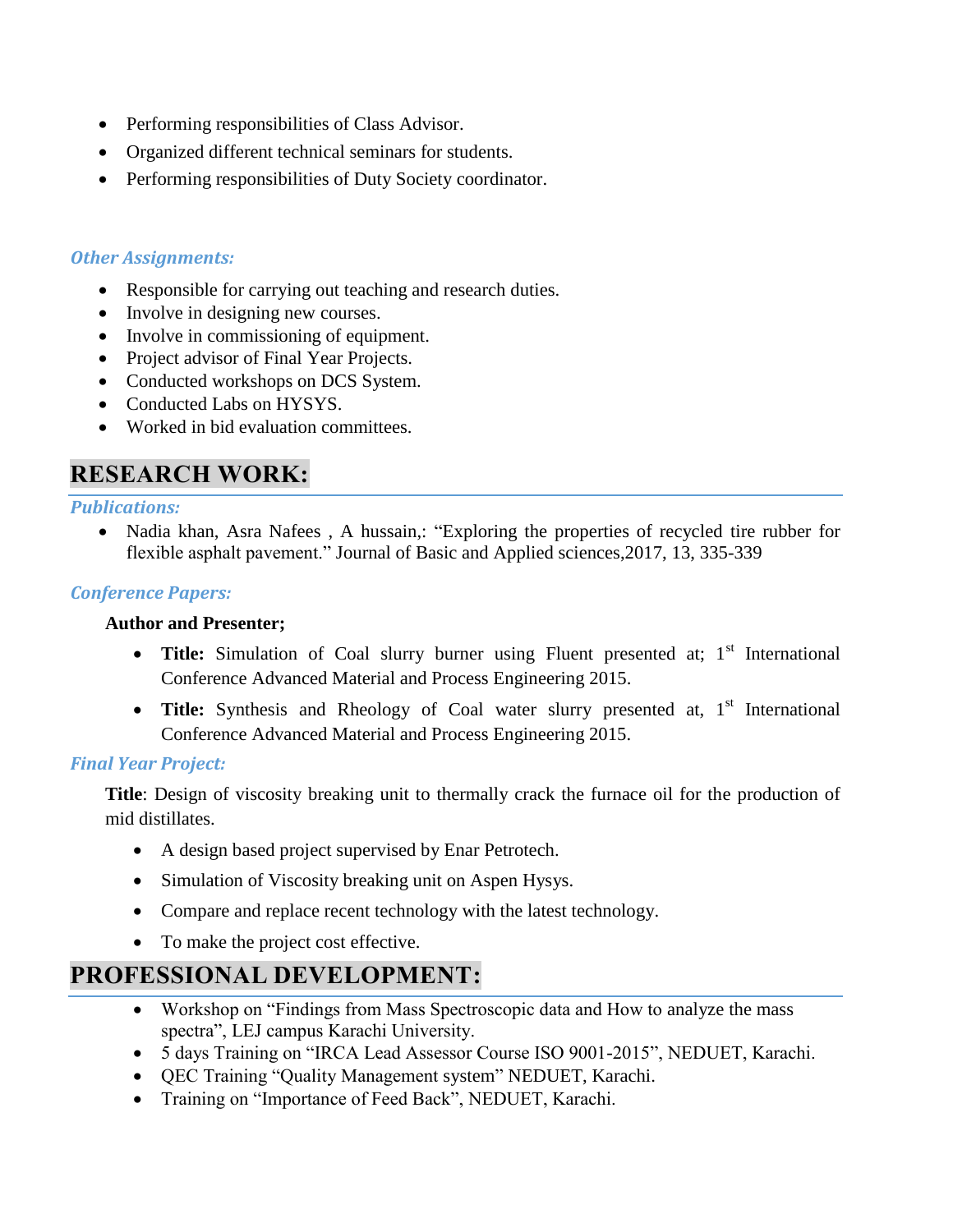- Performing responsibilities of Class Advisor.
- Organized different technical seminars for students.
- Performing responsibilities of Duty Society coordinator.

### *Other Assignments:*

- Responsible for carrying out teaching and research duties.
- Involve in designing new courses.
- Involve in commissioning of equipment.
- Project advisor of Final Year Projects.
- Conducted workshops on DCS System.
- Conducted Labs on HYSYS.
- Worked in bid evaluation committees.

## RESEARCH WORK:

### *Publications:*

- Nadia khan, Asra Nafees , A hussain,: "Exploring the properties of recycled tire rubber for flexible asphalt pavement." Journal of Basic and Applied sciences,2017, 13, 335-339

### *Conference Papers:*

**Author and Presenter;**

- **Title:** Simulation of Coal slurry burner using Fluent presented at; 1st International Conference Advanced Material and Process Engineering 2015.
- **Title:** Synthesis and Rheology of Coal water slurry presented at, 1st International Conference Advanced Material and Process Engineering 2015.

### *Final Year Project:*

**Title**: Design of viscosity breaking unit to thermally crack the furnace oil for the production of mid distillates.

- A design based project supervised by Enar Petrotech.
- Simulation of Viscosity breaking unit on Aspen Hysys.
- Compare and replace recent technology with the latest technology.
- To make the project cost effective.

## PROFESSIONAL DEVELOPMENT:

- Workshop on "Findings from Mass Spectroscopic data and How to analyze the mass spectra", LEJ campus Karachi University.
- 5 days Training on "IRCA Lead Assessor Course ISO 9001-2015", NEDUET, Karachi.
- QEC Training "Quality Management system" NEDUET, Karachi.
- Training on "Importance of Feed Back", NEDUET, Karachi.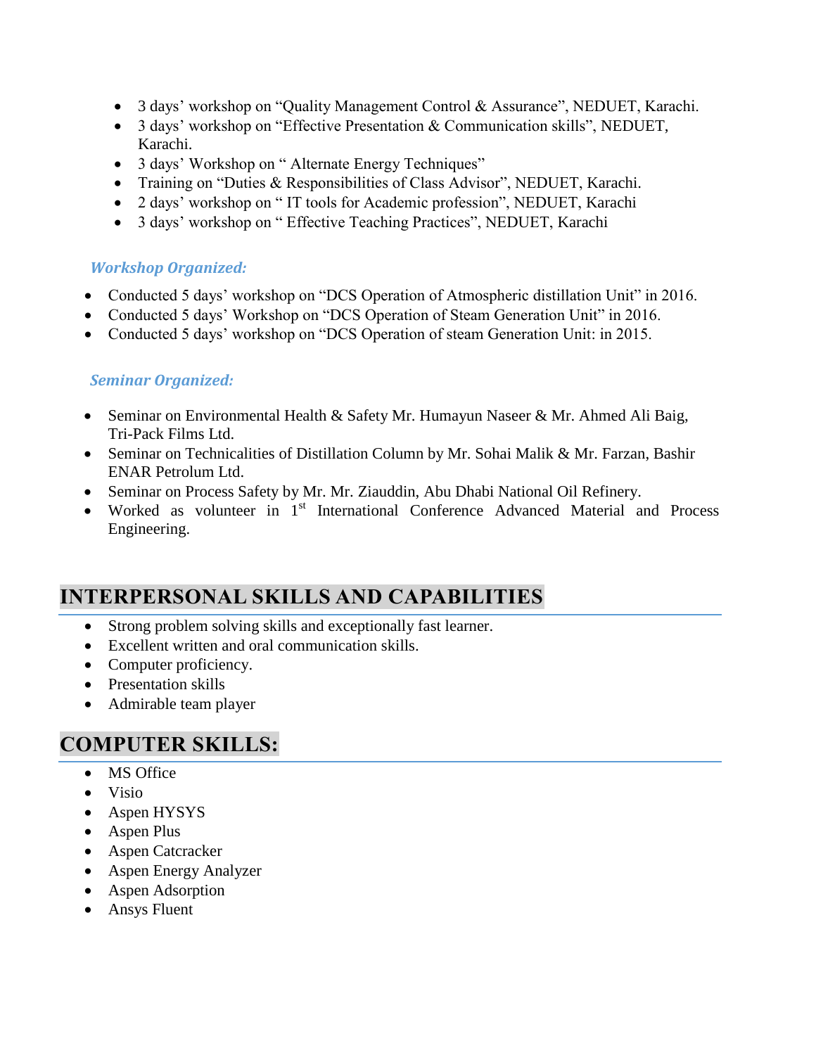- 3 days' workshop on "Quality Management Control & Assurance", NEDUET, Karachi.
- 3 days' workshop on "Effective Presentation & Communication skills", NEDUET, Karachi.
- 3 days' Workshop on " Alternate Energy Techniques"
- Training on "Duties & Responsibilities of Class Advisor", NEDUET, Karachi.
- 2 days' workshop on " IT tools for Academic profession", NEDUET, Karachi
- 3 days' workshop on " Effective Teaching Practices", NEDUET, Karachi

### *Workshop Organized:*

- Conducted 5 days' workshop on "DCS Operation of Atmospheric distillation Unit" in 2016.
- Conducted 5 days' Workshop on "DCS Operation of Steam Generation Unit" in 2016.
- Conducted 5 days' workshop on "DCS Operation of steam Generation Unit: in 2015.

### *Seminar Organized:*

- Seminar on Environmental Health & Safety Mr. Humayun Naseer & Mr. Ahmed Ali Baig, Tri-Pack Films Ltd.
- Seminar on Technicalities of Distillation Column by Mr. Sohai Malik & Mr. Farzan, Bashir ENAR Petrolum Ltd.
- Seminar on Process Safety by Mr. Mr. Ziauddin, Abu Dhabi National Oil Refinery.
- Worked as volunteer in 1st International Conference Advanced Material and Process Engineering.

## INTERPERSONAL SKILLS AND CAPABILITIES

- Strong problem solving skills and exceptionally fast learner.
- Excellent written and oral communication skills.
- Computer proficiency.
- Presentation skills
- Admirable team player

## COMPUTER SKILLS:

- MS Office
- Visio
- Aspen HYSYS
- Aspen Plus
- Aspen Catcracker
- Aspen Energy Analyzer
- Aspen Adsorption
- Ansys Fluent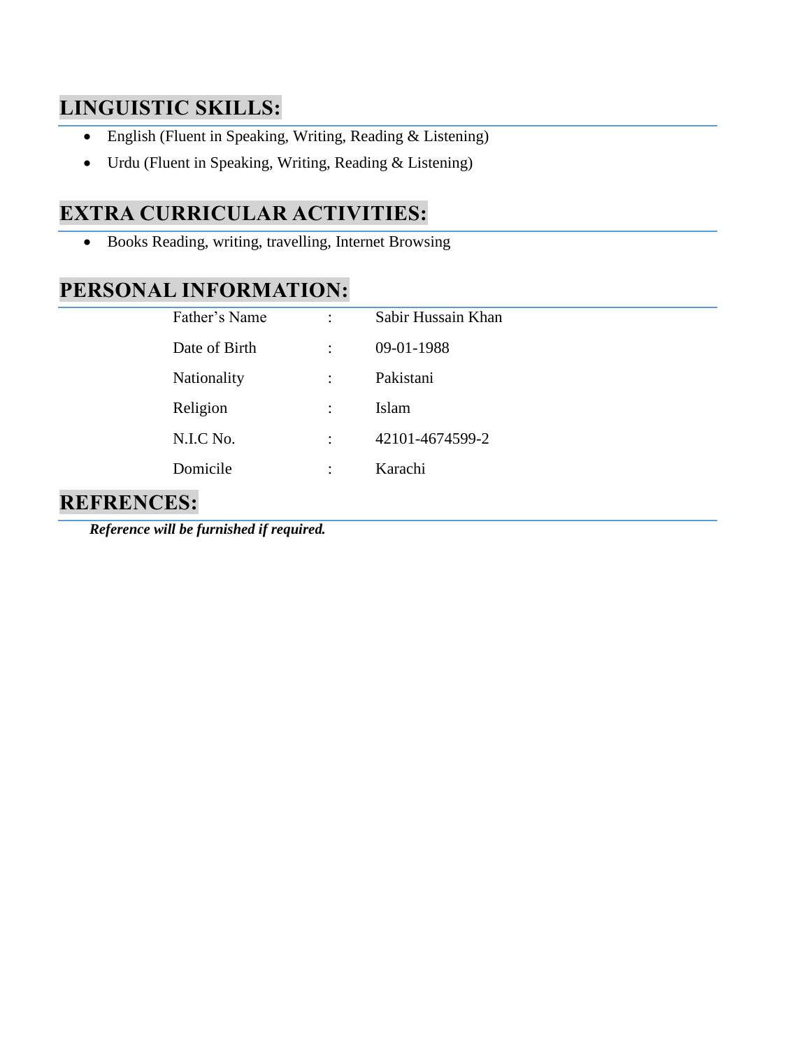## LINGUISTIC SKILLS:

- English (Fluent in Speaking, Writing, Reading & Listening)
- Urdu (Fluent in Speaking, Writing, Reading & Listening)

## EXTRA CURRICULAR ACTIVITIES:

- Books Reading, writing, travelling, Internet Browsing

## PERSONAL INFORMATION:

| | | |
|---|---|---|
| Father's Name | : | Sabir Hussain Khan |
| Date of Birth | : | 09-01-1988 |
| Nationality | : | Pakistani |
| Religion | : | Islam |
| N.I.C No. | : | 42101-4674599-2 |
| Domicile | : | Karachi |

## REFRENCES:

***Reference will be furnished if required.***